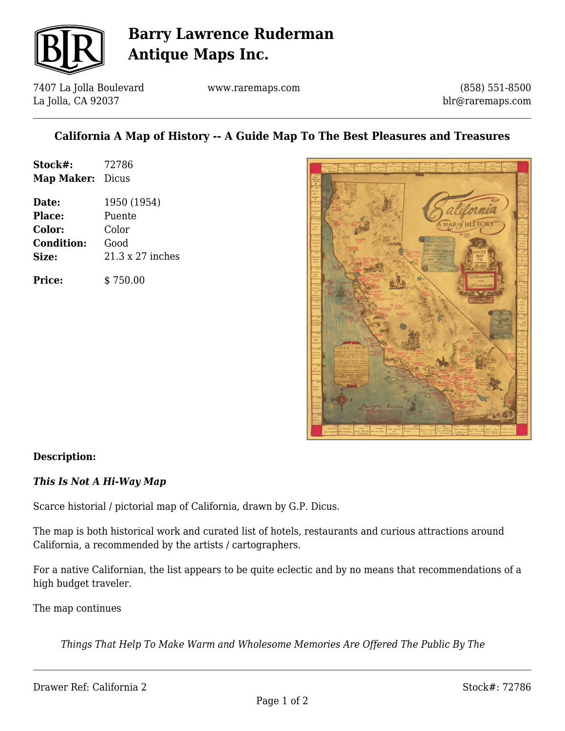# Barry Lawrence Ruderman Antique Maps Inc.

7407 La Jolla Boulevard
La Jolla, CA 92037

www.raremaps.com

(858) 551-8500
blr@raremaps.com

## California A Map of History -- A Guide Map To The Best Pleasures and Treasures

| | |
|---|---|
| **Stock#:** | 72786 |
| **Map Maker:** | Dicus |
| **Date:** | 1950 (1954) |
| **Place:** | Puente |
| **Color:** | Color |
| **Condition:** | Good |
| **Size:** | 21.3 x 27 inches |
| **Price:** | $ 750.00 |

### Description:

***This Is Not A Hi-Way Map***

Scarce historical / pictorial map of California, drawn by G.P. Dicus.

The map is both historical work and curated list of hotels, restaurants and curious attractions around California, a recommended by the artists / cartographers.

For a native Californian, the list appears to be quite eclectic and by no means that recommendations of a high budget traveler.

The map continues

> *Things That Help To Make Warm and Wholesome Memories Are Offered The Public By The*

Drawer Ref: California 2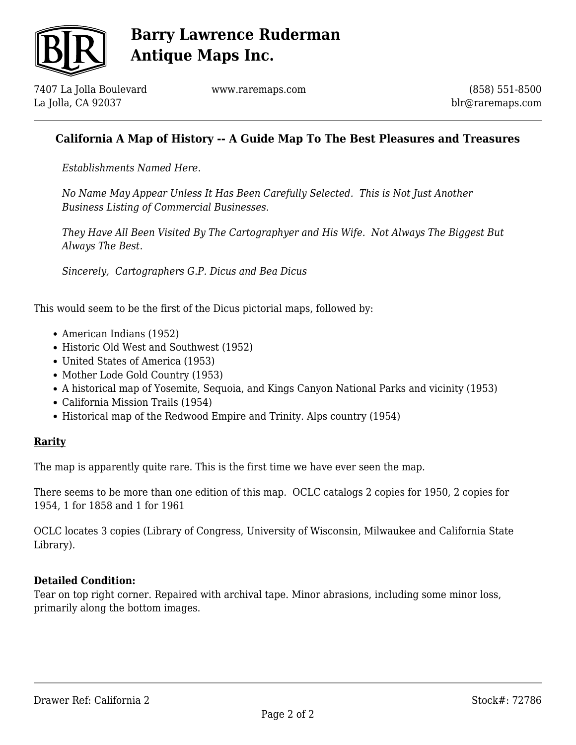## California A Map of History -- A Guide Map To The Best Pleasures and Treasures

*Establishments Named Here.*

*No Name May Appear Unless It Has Been Carefully Selected. This is Not Just Another Business Listing of Commercial Businesses.*

*They Have All Been Visited By The Cartographyer and His Wife. Not Always The Biggest But Always The Best.*

*Sincerely, Cartographers G.P. Dicus and Bea Dicus*

This would seem to be the first of the Dicus pictorial maps, followed by:

- American Indians (1952)
- Historic Old West and Southwest (1952)
- United States of America (1953)
- Mother Lode Gold Country (1953)
- A historical map of Yosemite, Sequoia, and Kings Canyon National Parks and vicinity (1953)
- California Mission Trails (1954)
- Historical map of the Redwood Empire and Trinity. Alps country (1954)

**Rarity**

The map is apparently quite rare. This is the first time we have ever seen the map.

There seems to be more than one edition of this map. OCLC catalogs 2 copies for 1950, 2 copies for 1954, 1 for 1858 and 1 for 1961

OCLC locates 3 copies (Library of Congress, University of Wisconsin, Milwaukee and California State Library).

**Detailed Condition:**
Tear on top right corner. Repaired with archival tape. Minor abrasions, including some minor loss, primarily along the bottom images.